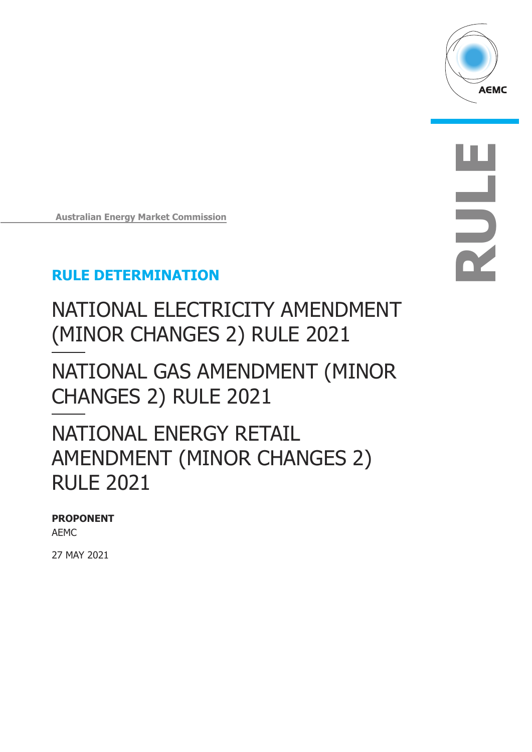Australian Energy Market Commission

**RULE DETERMINATION**

# NATIONAL ELECTRICITY AMENDMENT (MINOR CHANGES 2) RULE 2021

# NATIONAL GAS AMENDMENT (MINOR CHANGES 2) RULE 2021

# NATIONAL ENERGY RETAIL AMENDMENT (MINOR CHANGES 2) RULE 2021

**PROPONENT**

AEMC

27 MAY 2021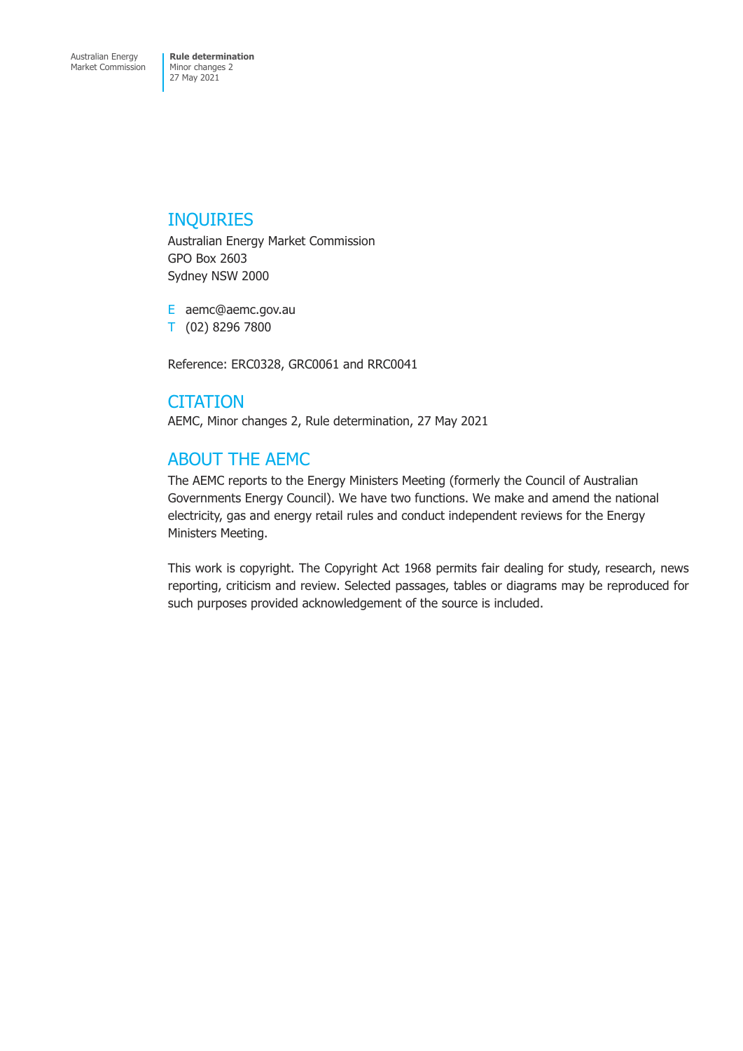## INQUIRIES

Australian Energy Market Commission
GPO Box 2603
Sydney NSW 2000

E aemc@aemc.gov.au
T (02) 8296 7800

Reference: ERC0328, GRC0061 and RRC0041

## CITATION

AEMC, Minor changes 2, Rule determination, 27 May 2021

## ABOUT THE AEMC

The AEMC reports to the Energy Ministers Meeting (formerly the Council of Australian Governments Energy Council). We have two functions. We make and amend the national electricity, gas and energy retail rules and conduct independent reviews for the Energy Ministers Meeting.

This work is copyright. The Copyright Act 1968 permits fair dealing for study, research, news reporting, criticism and review. Selected passages, tables or diagrams may be reproduced for such purposes provided acknowledgement of the source is included.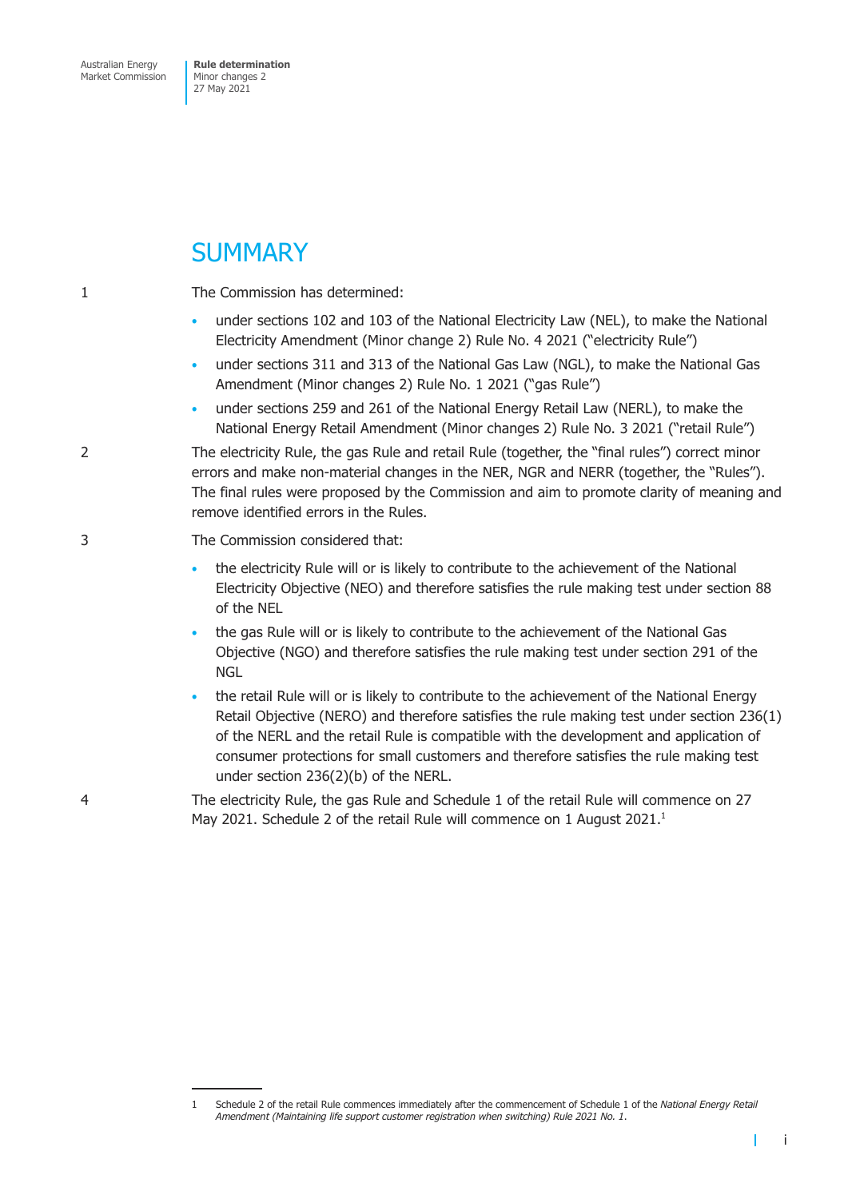# SUMMARY

1 The Commission has determined:

- under sections 102 and 103 of the National Electricity Law (NEL), to make the National Electricity Amendment (Minor change 2) Rule No. 4 2021 ("electricity Rule")
- under sections 311 and 313 of the National Gas Law (NGL), to make the National Gas Amendment (Minor changes 2) Rule No. 1 2021 ("gas Rule")
- under sections 259 and 261 of the National Energy Retail Law (NERL), to make the National Energy Retail Amendment (Minor changes 2) Rule No. 3 2021 ("retail Rule")

2 The electricity Rule, the gas Rule and retail Rule (together, the "final rules") correct minor errors and make non-material changes in the NER, NGR and NERR (together, the "Rules"). The final rules were proposed by the Commission and aim to promote clarity of meaning and remove identified errors in the Rules.

3 The Commission considered that:

- the electricity Rule will or is likely to contribute to the achievement of the National Electricity Objective (NEO) and therefore satisfies the rule making test under section 88 of the NEL
- the gas Rule will or is likely to contribute to the achievement of the National Gas Objective (NGO) and therefore satisfies the rule making test under section 291 of the NGL
- the retail Rule will or is likely to contribute to the achievement of the National Energy Retail Objective (NERO) and therefore satisfies the rule making test under section 236(1) of the NERL and the retail Rule is compatible with the development and application of consumer protections for small customers and therefore satisfies the rule making test under section 236(2)(b) of the NERL.

4 The electricity Rule, the gas Rule and Schedule 1 of the retail Rule will commence on 27 May 2021. Schedule 2 of the retail Rule will commence on 1 August 2021.[1]

---

1 Schedule 2 of the retail Rule commences immediately after the commencement of Schedule 1 of the *National Energy Retail Amendment (Maintaining life support customer registration when switching) Rule 2021 No. 1*.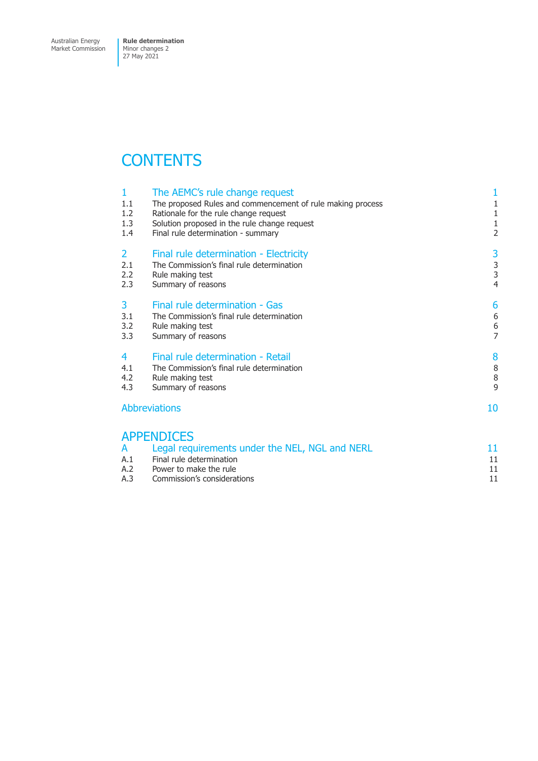# CONTENTS

| | | |
|---|---|---|
| **1** | **The AEMC's rule change request** | **1** |
| 1.1 | The proposed Rules and commencement of rule making process | 1 |
| 1.2 | Rationale for the rule change request | 1 |
| 1.3 | Solution proposed in the rule change request | 1 |
| 1.4 | Final rule determination - summary | 2 |
| **2** | **Final rule determination - Electricity** | **3** |
| 2.1 | The Commission's final rule determination | 3 |
| 2.2 | Rule making test | 3 |
| 2.3 | Summary of reasons | 4 |
| **3** | **Final rule determination - Gas** | **6** |
| 3.1 | The Commission's final rule determination | 6 |
| 3.2 | Rule making test | 6 |
| 3.3 | Summary of reasons | 7 |
| **4** | **Final rule determination - Retail** | **8** |
| 4.1 | The Commission's final rule determination | 8 |
| 4.2 | Rule making test | 8 |
| 4.3 | Summary of reasons | 9 |
| **Abbreviations** | | **10** |

## APPENDICES

| | | |
|---|---|---|
| **A** | **Legal requirements under the NEL, NGL and NERL** | **11** |
| A.1 | Final rule determination | 11 |
| A.2 | Power to make the rule | 11 |
| A.3 | Commission's considerations | 11 |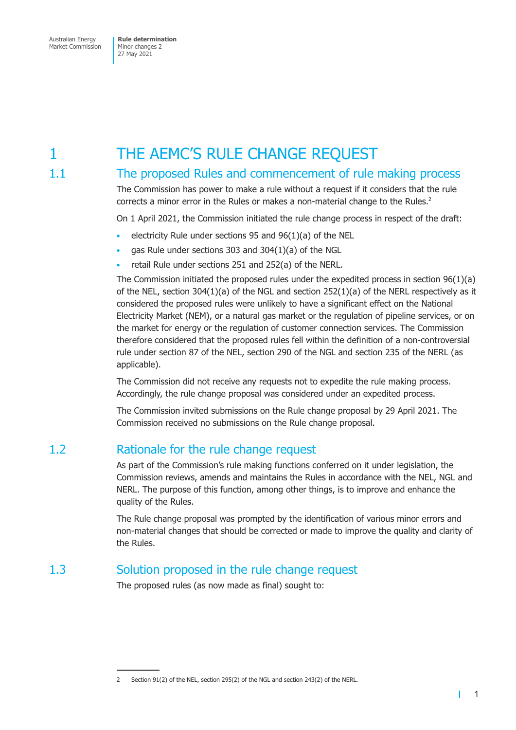# 1 THE AEMC'S RULE CHANGE REQUEST

## 1.1 The proposed Rules and commencement of rule making process

The Commission has power to make a rule without a request if it considers that the rule corrects a minor error in the Rules or makes a non-material change to the Rules.[2]

On 1 April 2021, the Commission initiated the rule change process in respect of the draft:

- electricity Rule under sections 95 and 96(1)(a) of the NEL
- gas Rule under sections 303 and 304(1)(a) of the NGL
- retail Rule under sections 251 and 252(a) of the NERL.

The Commission initiated the proposed rules under the expedited process in section 96(1)(a) of the NEL, section 304(1)(a) of the NGL and section 252(1)(a) of the NERL respectively as it considered the proposed rules were unlikely to have a significant effect on the National Electricity Market (NEM), or a natural gas market or the regulation of pipeline services, or on the market for energy or the regulation of customer connection services. The Commission therefore considered that the proposed rules fell within the definition of a non-controversial rule under section 87 of the NEL, section 290 of the NGL and section 235 of the NERL (as applicable).

The Commission did not receive any requests not to expedite the rule making process. Accordingly, the rule change proposal was considered under an expedited process.

The Commission invited submissions on the Rule change proposal by 29 April 2021. The Commission received no submissions on the Rule change proposal.

## 1.2 Rationale for the rule change request

As part of the Commission's rule making functions conferred on it under legislation, the Commission reviews, amends and maintains the Rules in accordance with the NEL, NGL and NERL. The purpose of this function, among other things, is to improve and enhance the quality of the Rules.

The Rule change proposal was prompted by the identification of various minor errors and non-material changes that should be corrected or made to improve the quality and clarity of the Rules.

## 1.3 Solution proposed in the rule change request

The proposed rules (as now made as final) sought to:

---

2 Section 91(2) of the NEL, section 295(2) of the NGL and section 243(2) of the NERL.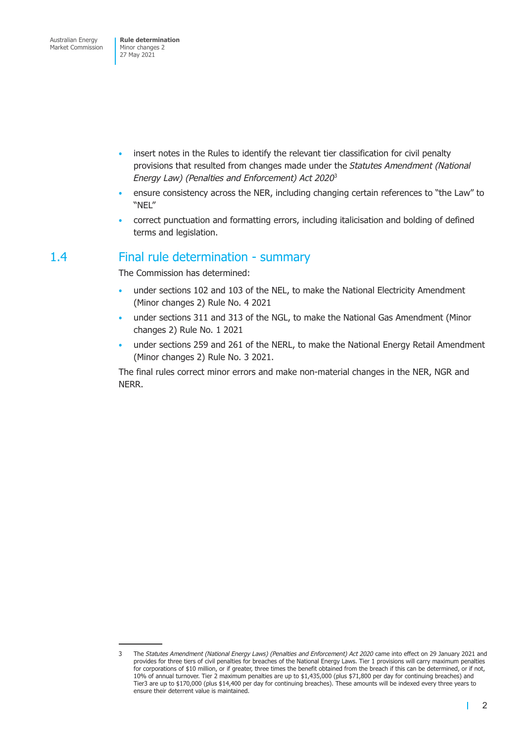- insert notes in the Rules to identify the relevant tier classification for civil penalty provisions that resulted from changes made under the *Statutes Amendment (National Energy Law) (Penalties and Enforcement) Act 2020*[3]
- ensure consistency across the NER, including changing certain references to "the Law" to "NEL"
- correct punctuation and formatting errors, including italicisation and bolding of defined terms and legislation.

## 1.4 Final rule determination - summary

The Commission has determined:

- under sections 102 and 103 of the NEL, to make the National Electricity Amendment (Minor changes 2) Rule No. 4 2021
- under sections 311 and 313 of the NGL, to make the National Gas Amendment (Minor changes 2) Rule No. 1 2021
- under sections 259 and 261 of the NERL, to make the National Energy Retail Amendment (Minor changes 2) Rule No. 3 2021.

The final rules correct minor errors and make non-material changes in the NER, NGR and NERR.

---

3 The *Statutes Amendment (National Energy Laws) (Penalties and Enforcement) Act 2020* came into effect on 29 January 2021 and provides for three tiers of civil penalties for breaches of the National Energy Laws. Tier 1 provisions will carry maximum penalties for corporations of $10 million, or if greater, three times the benefit obtained from the breach if this can be determined, or if not, 10% of annual turnover. Tier 2 maximum penalties are up to $1,435,000 (plus $71,800 per day for continuing breaches) and Tier3 are up to $170,000 (plus $14,400 per day for continuing breaches). These amounts will be indexed every three years to ensure their deterrent value is maintained.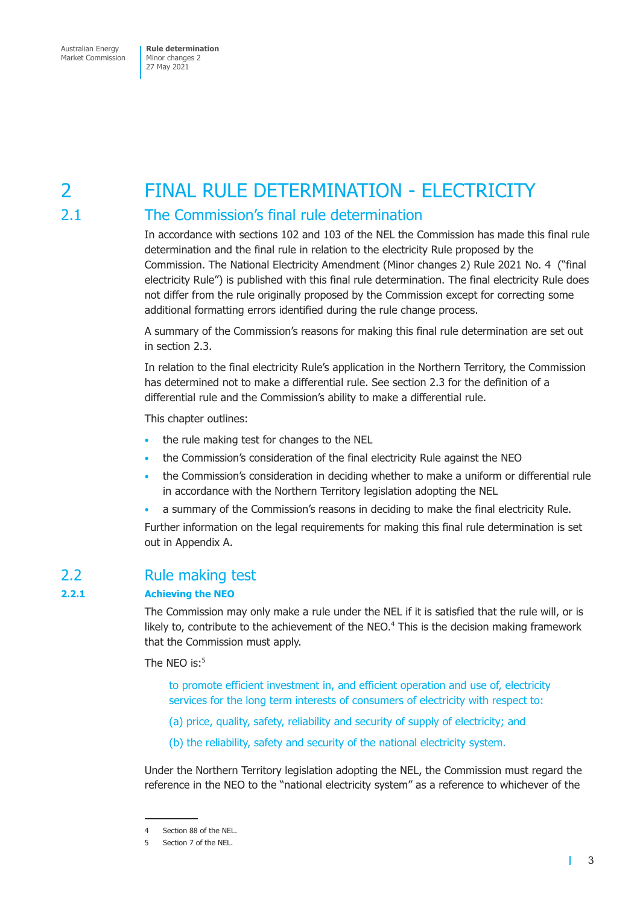# 2 FINAL RULE DETERMINATION - ELECTRICITY

## 2.1 The Commission's final rule determination

In accordance with sections 102 and 103 of the NEL the Commission has made this final rule determination and the final rule in relation to the electricity Rule proposed by the Commission. The National Electricity Amendment (Minor changes 2) Rule 2021 No. 4 ("final electricity Rule") is published with this final rule determination. The final electricity Rule does not differ from the rule originally proposed by the Commission except for correcting some additional formatting errors identified during the rule change process.

A summary of the Commission's reasons for making this final rule determination are set out in section 2.3.

In relation to the final electricity Rule's application in the Northern Territory, the Commission has determined not to make a differential rule. See section 2.3 for the definition of a differential rule and the Commission's ability to make a differential rule.

This chapter outlines:

- the rule making test for changes to the NEL
- the Commission's consideration of the final electricity Rule against the NEO
- the Commission's consideration in deciding whether to make a uniform or differential rule in accordance with the Northern Territory legislation adopting the NEL
- a summary of the Commission's reasons in deciding to make the final electricity Rule.

Further information on the legal requirements for making this final rule determination is set out in Appendix A.

## 2.2 Rule making test

### 2.2.1 Achieving the NEO

The Commission may only make a rule under the NEL if it is satisfied that the rule will, or is likely to, contribute to the achievement of the NEO.[4] This is the decision making framework that the Commission must apply.

The NEO is:[5]

> to promote efficient investment in, and efficient operation and use of, electricity services for the long term interests of consumers of electricity with respect to:
>
> (a) price, quality, safety, reliability and security of supply of electricity; and
>
> (b) the reliability, safety and security of the national electricity system.

Under the Northern Territory legislation adopting the NEL, the Commission must regard the reference in the NEO to the "national electricity system" as a reference to whichever of the

---

4 Section 88 of the NEL.

5 Section 7 of the NEL.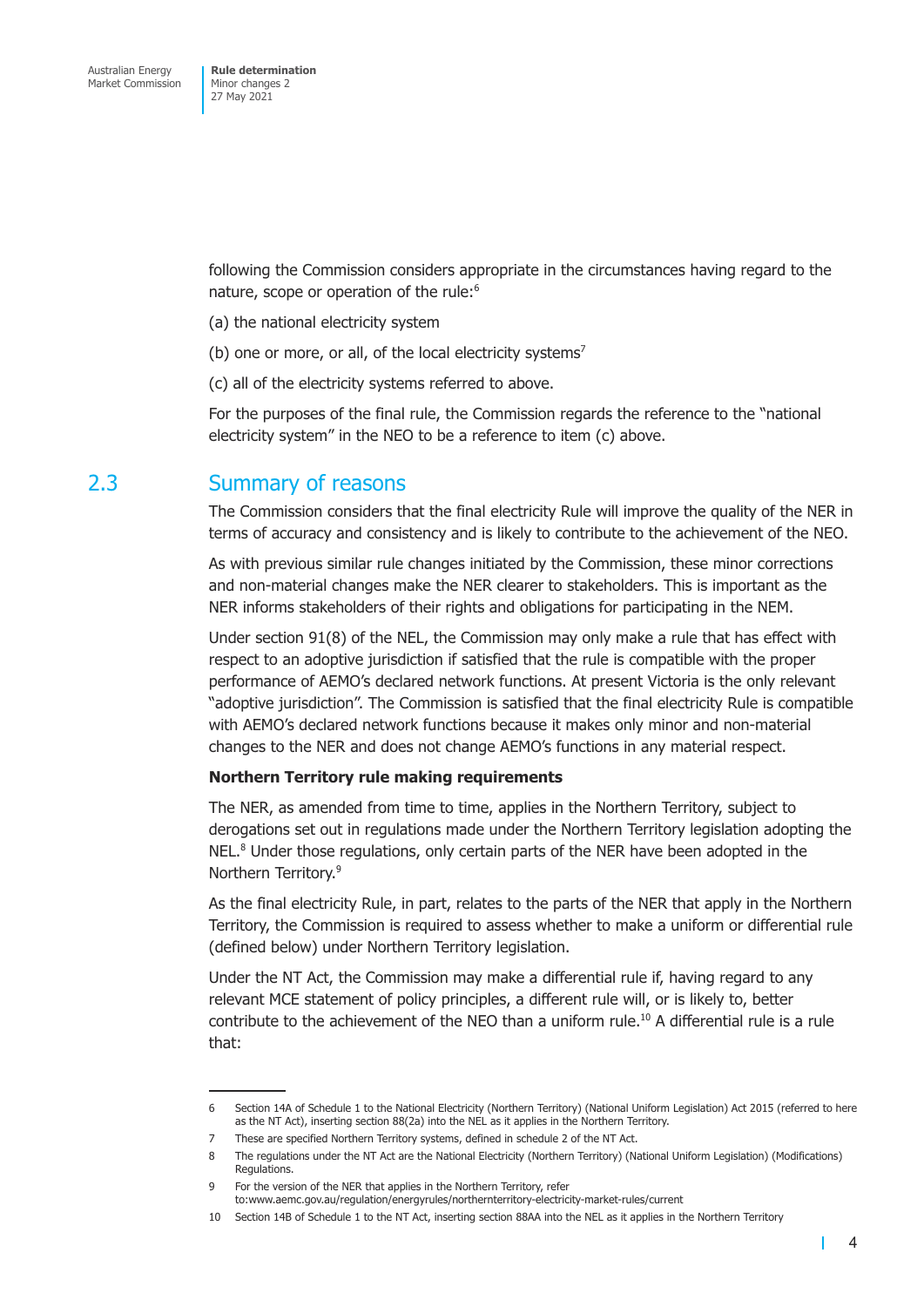following the Commission considers appropriate in the circumstances having regard to the nature, scope or operation of the rule:[6]

(a) the national electricity system

(b) one or more, or all, of the local electricity systems[7]

(c) all of the electricity systems referred to above.

For the purposes of the final rule, the Commission regards the reference to the "national electricity system" in the NEO to be a reference to item (c) above.

## 2.3 Summary of reasons

The Commission considers that the final electricity Rule will improve the quality of the NER in terms of accuracy and consistency and is likely to contribute to the achievement of the NEO.

As with previous similar rule changes initiated by the Commission, these minor corrections and non-material changes make the NER clearer to stakeholders. This is important as the NER informs stakeholders of their rights and obligations for participating in the NEM.

Under section 91(8) of the NEL, the Commission may only make a rule that has effect with respect to an adoptive jurisdiction if satisfied that the rule is compatible with the proper performance of AEMO's declared network functions. At present Victoria is the only relevant "adoptive jurisdiction". The Commission is satisfied that the final electricity Rule is compatible with AEMO's declared network functions because it makes only minor and non-material changes to the NER and does not change AEMO's functions in any material respect.

**Northern Territory rule making requirements**

The NER, as amended from time to time, applies in the Northern Territory, subject to derogations set out in regulations made under the Northern Territory legislation adopting the NEL.[8] Under those regulations, only certain parts of the NER have been adopted in the Northern Territory.[9]

As the final electricity Rule, in part, relates to the parts of the NER that apply in the Northern Territory, the Commission is required to assess whether to make a uniform or differential rule (defined below) under Northern Territory legislation.

Under the NT Act, the Commission may make a differential rule if, having regard to any relevant MCE statement of policy principles, a different rule will, or is likely to, better contribute to the achievement of the NEO than a uniform rule.[10] A differential rule is a rule that:

---

6 Section 14A of Schedule 1 to the National Electricity (Northern Territory) (National Uniform Legislation) Act 2015 (referred to here as the NT Act), inserting section 88(2a) into the NEL as it applies in the Northern Territory.

7 These are specified Northern Territory systems, defined in schedule 2 of the NT Act.

8 The regulations under the NT Act are the National Electricity (Northern Territory) (National Uniform Legislation) (Modifications) Regulations.

9 For the version of the NER that applies in the Northern Territory, refer to:www.aemc.gov.au/regulation/energyrules/northernterritory-electricity-market-rules/current

10 Section 14B of Schedule 1 to the NT Act, inserting section 88AA into the NEL as it applies in the Northern Territory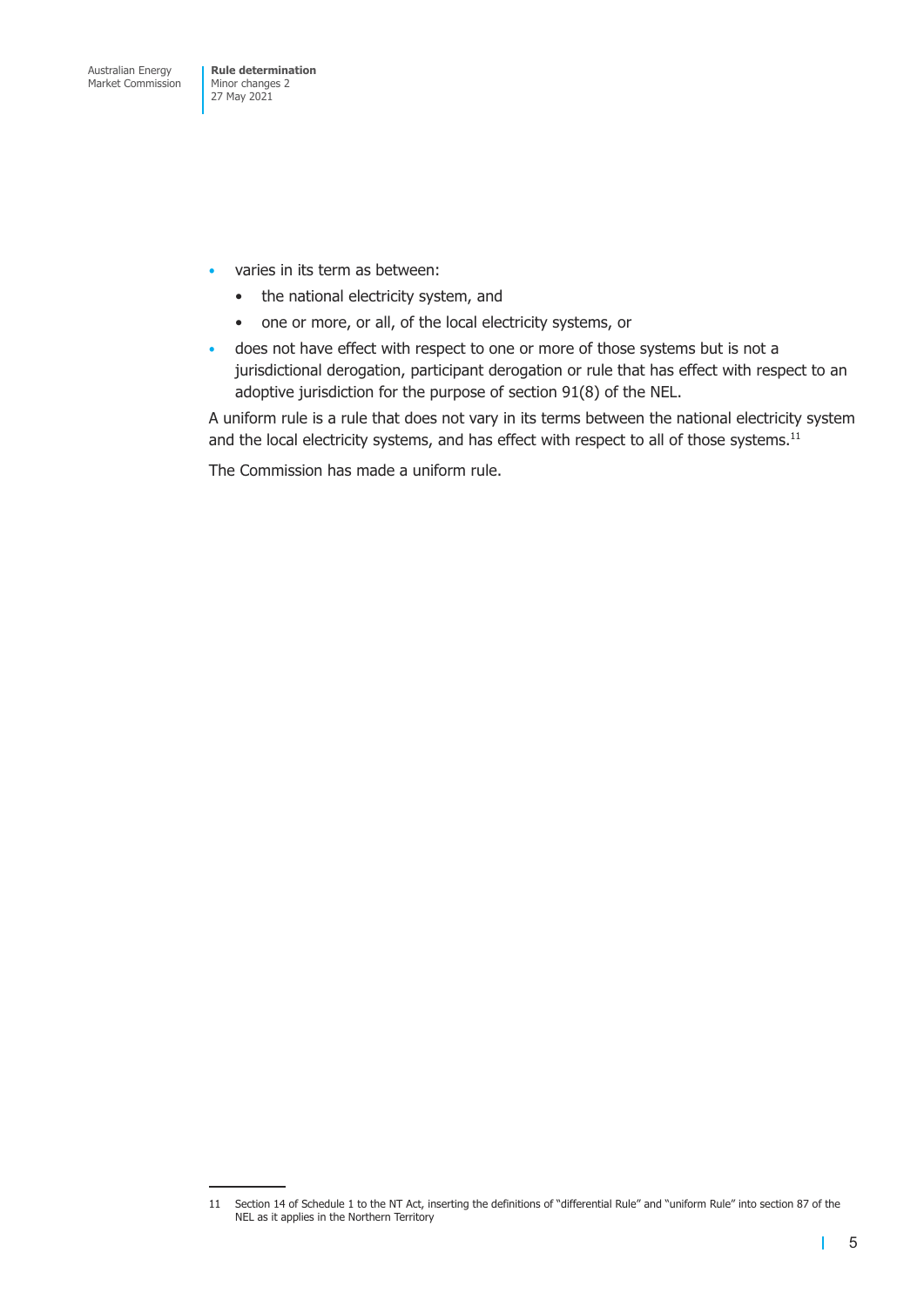- varies in its term as between:
  - the national electricity system, and
  - one or more, or all, of the local electricity systems, or
- does not have effect with respect to one or more of those systems but is not a jurisdictional derogation, participant derogation or rule that has effect with respect to an adoptive jurisdiction for the purpose of section 91(8) of the NEL.

A uniform rule is a rule that does not vary in its terms between the national electricity system and the local electricity systems, and has effect with respect to all of those systems.[11]

The Commission has made a uniform rule.

11 Section 14 of Schedule 1 to the NT Act, inserting the definitions of "differential Rule" and "uniform Rule" into section 87 of the NEL as it applies in the Northern Territory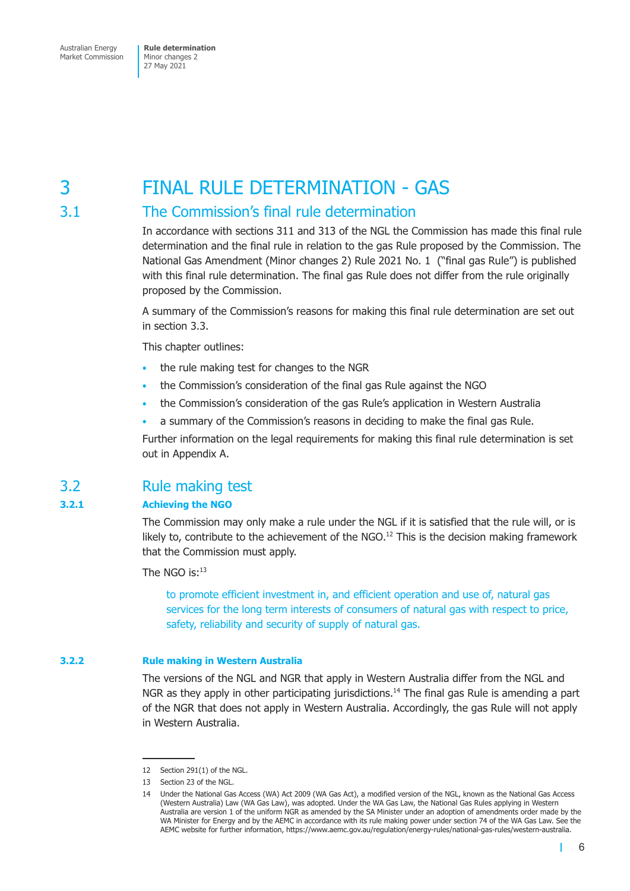# 3 FINAL RULE DETERMINATION - GAS

## 3.1 The Commission's final rule determination

In accordance with sections 311 and 313 of the NGL the Commission has made this final rule determination and the final rule in relation to the gas Rule proposed by the Commission. The National Gas Amendment (Minor changes 2) Rule 2021 No. 1 ("final gas Rule") is published with this final rule determination. The final gas Rule does not differ from the rule originally proposed by the Commission.

A summary of the Commission's reasons for making this final rule determination are set out in section 3.3.

This chapter outlines:

- the rule making test for changes to the NGR
- the Commission's consideration of the final gas Rule against the NGO
- the Commission's consideration of the gas Rule's application in Western Australia
- a summary of the Commission's reasons in deciding to make the final gas Rule.

Further information on the legal requirements for making this final rule determination is set out in Appendix A.

## 3.2 Rule making test

### 3.2.1 Achieving the NGO

The Commission may only make a rule under the NGL if it is satisfied that the rule will, or is likely to, contribute to the achievement of the NGO.[12] This is the decision making framework that the Commission must apply.

The NGO is:[13]

> to promote efficient investment in, and efficient operation and use of, natural gas services for the long term interests of consumers of natural gas with respect to price, safety, reliability and security of supply of natural gas.

### 3.2.2 Rule making in Western Australia

The versions of the NGL and NGR that apply in Western Australia differ from the NGL and NGR as they apply in other participating jurisdictions.[14] The final gas Rule is amending a part of the NGR that does not apply in Western Australia. Accordingly, the gas Rule will not apply in Western Australia.

---

12 Section 291(1) of the NGL.

13 Section 23 of the NGL.

14 Under the National Gas Access (WA) Act 2009 (WA Gas Act), a modified version of the NGL, known as the National Gas Access (Western Australia) Law (WA Gas Law), was adopted. Under the WA Gas Law, the National Gas Rules applying in Western Australia are version 1 of the uniform NGR as amended by the SA Minister under an adoption of amendments order made by the WA Minister for Energy and by the AEMC in accordance with its rule making power under section 74 of the WA Gas Law. See the AEMC website for further information, https://www.aemc.gov.au/regulation/energy-rules/national-gas-rules/western-australia.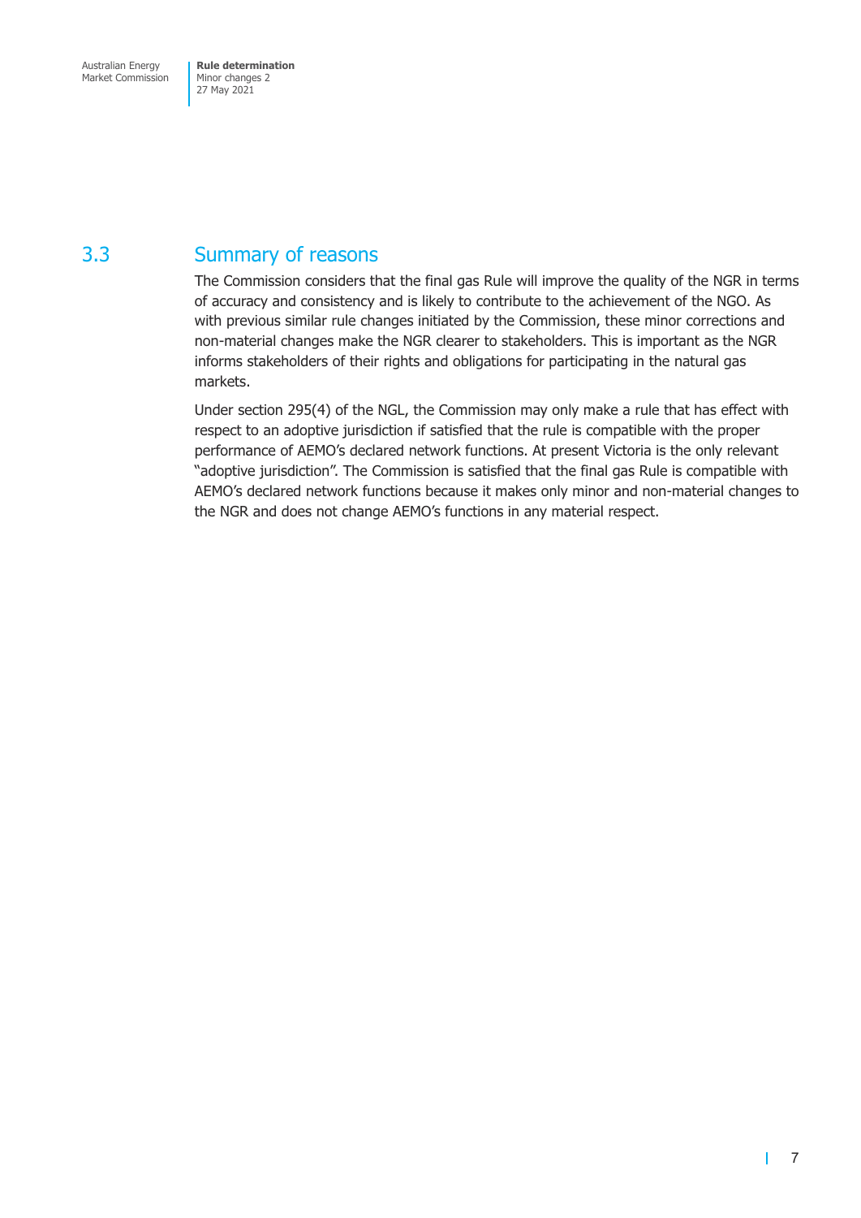## 3.3 Summary of reasons

The Commission considers that the final gas Rule will improve the quality of the NGR in terms of accuracy and consistency and is likely to contribute to the achievement of the NGO. As with previous similar rule changes initiated by the Commission, these minor corrections and non-material changes make the NGR clearer to stakeholders. This is important as the NGR informs stakeholders of their rights and obligations for participating in the natural gas markets.

Under section 295(4) of the NGL, the Commission may only make a rule that has effect with respect to an adoptive jurisdiction if satisfied that the rule is compatible with the proper performance of AEMO's declared network functions. At present Victoria is the only relevant "adoptive jurisdiction". The Commission is satisfied that the final gas Rule is compatible with AEMO's declared network functions because it makes only minor and non-material changes to the NGR and does not change AEMO's functions in any material respect.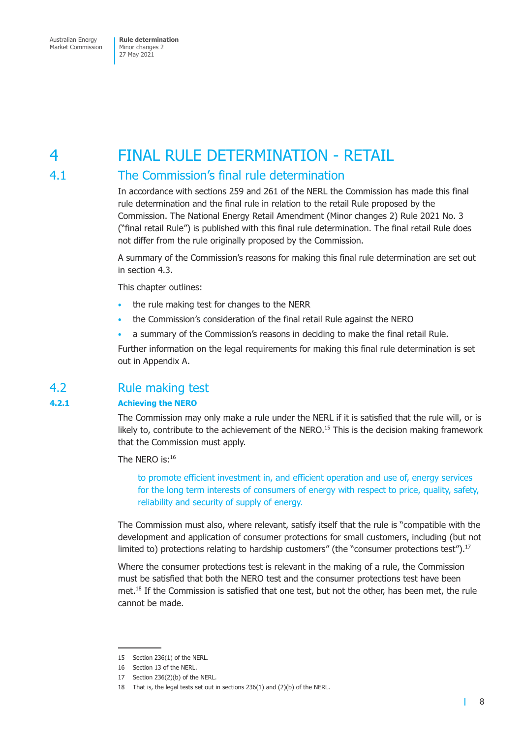# 4 FINAL RULE DETERMINATION - RETAIL

## 4.1 The Commission's final rule determination

In accordance with sections 259 and 261 of the NERL the Commission has made this final rule determination and the final rule in relation to the retail Rule proposed by the Commission. The National Energy Retail Amendment (Minor changes 2) Rule 2021 No. 3 ("final retail Rule") is published with this final rule determination. The final retail Rule does not differ from the rule originally proposed by the Commission.

A summary of the Commission's reasons for making this final rule determination are set out in section 4.3.

This chapter outlines:

- the rule making test for changes to the NERR
- the Commission's consideration of the final retail Rule against the NERO
- a summary of the Commission's reasons in deciding to make the final retail Rule.

Further information on the legal requirements for making this final rule determination is set out in Appendix A.

## 4.2 Rule making test

### 4.2.1 Achieving the NERO

The Commission may only make a rule under the NERL if it is satisfied that the rule will, or is likely to, contribute to the achievement of the NERO.[15] This is the decision making framework that the Commission must apply.

The NERO is:[16]

> to promote efficient investment in, and efficient operation and use of, energy services for the long term interests of consumers of energy with respect to price, quality, safety, reliability and security of supply of energy.

The Commission must also, where relevant, satisfy itself that the rule is "compatible with the development and application of consumer protections for small customers, including (but not limited to) protections relating to hardship customers" (the "consumer protections test").[17]

Where the consumer protections test is relevant in the making of a rule, the Commission must be satisfied that both the NERO test and the consumer protections test have been met.[18] If the Commission is satisfied that one test, but not the other, has been met, the rule cannot be made.

---

15 Section 236(1) of the NERL.

16 Section 13 of the NERL.

17 Section 236(2)(b) of the NERL.

18 That is, the legal tests set out in sections 236(1) and (2)(b) of the NERL.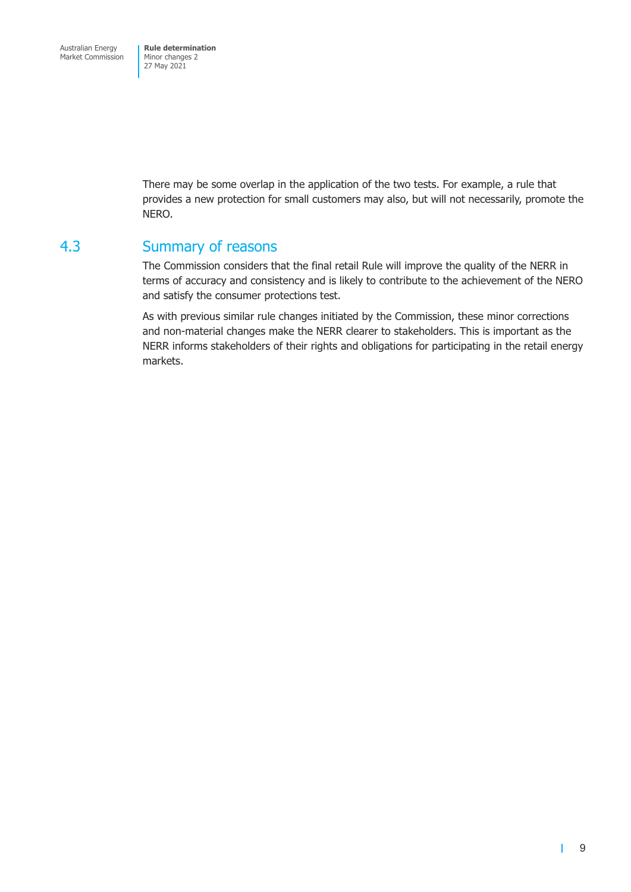There may be some overlap in the application of the two tests. For example, a rule that provides a new protection for small customers may also, but will not necessarily, promote the NERO.

## 4.3 Summary of reasons

The Commission considers that the final retail Rule will improve the quality of the NERR in terms of accuracy and consistency and is likely to contribute to the achievement of the NERO and satisfy the consumer protections test.

As with previous similar rule changes initiated by the Commission, these minor corrections and non-material changes make the NERR clearer to stakeholders. This is important as the NERR informs stakeholders of their rights and obligations for participating in the retail energy markets.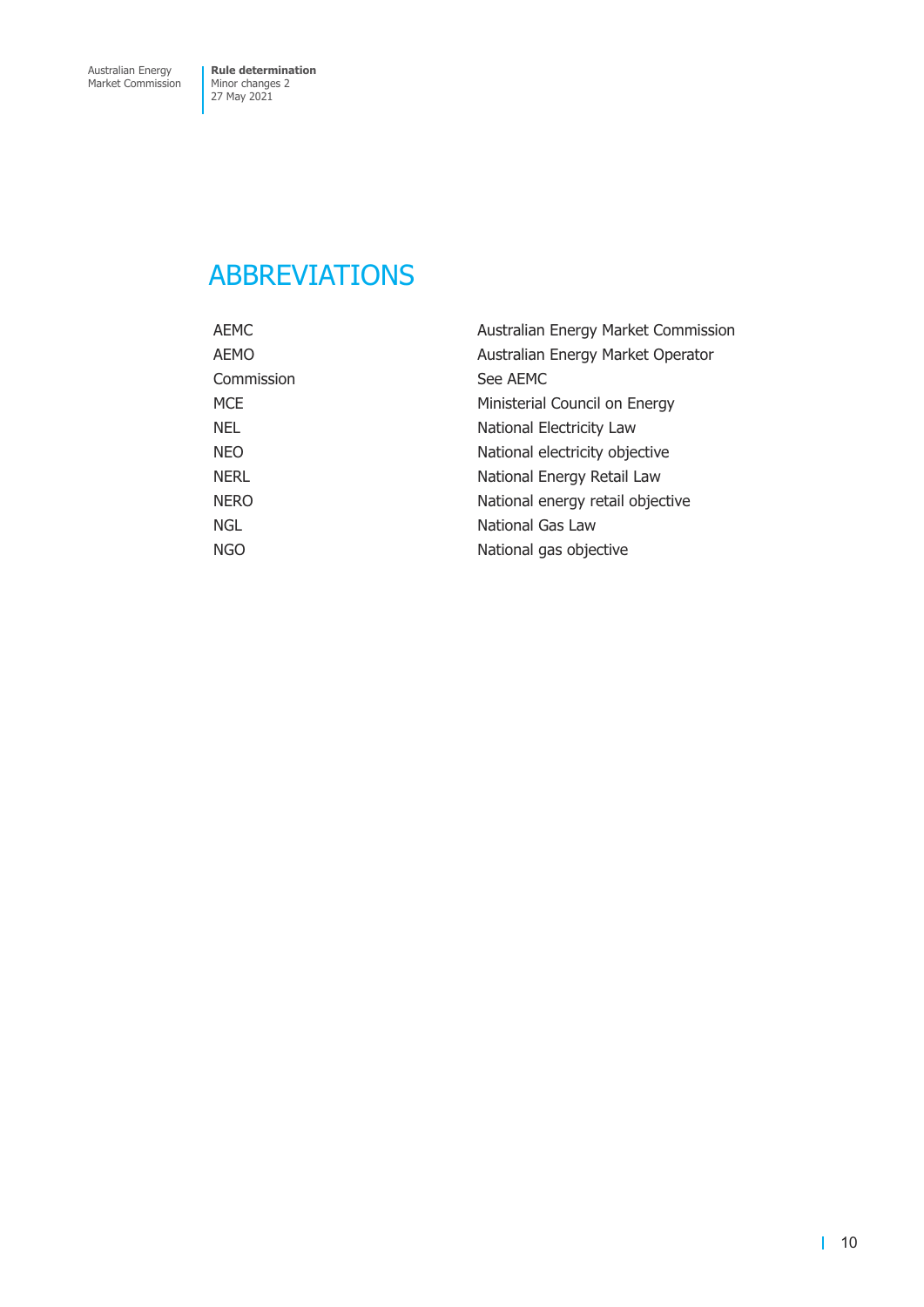# ABBREVIATIONS

| | |
|---|---|
| AEMC | Australian Energy Market Commission |
| AEMO | Australian Energy Market Operator |
| Commission | See AEMC |
| MCE | Ministerial Council on Energy |
| NEL | National Electricity Law |
| NEO | National electricity objective |
| NERL | National Energy Retail Law |
| NERO | National energy retail objective |
| NGL | National Gas Law |
| NGO | National gas objective |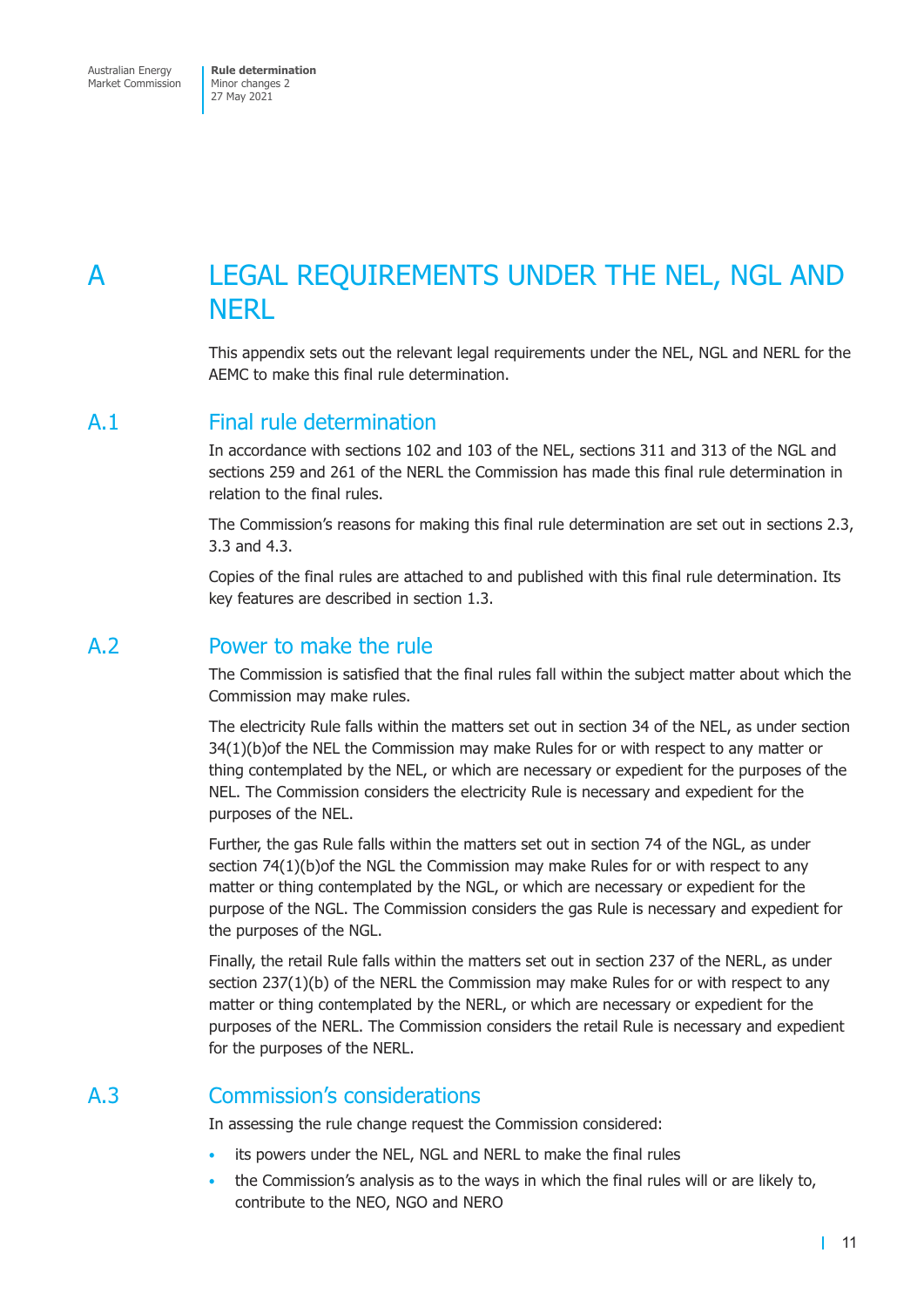# A LEGAL REQUIREMENTS UNDER THE NEL, NGL AND NERL

This appendix sets out the relevant legal requirements under the NEL, NGL and NERL for the AEMC to make this final rule determination.

## A.1 Final rule determination

In accordance with sections 102 and 103 of the NEL, sections 311 and 313 of the NGL and sections 259 and 261 of the NERL the Commission has made this final rule determination in relation to the final rules.

The Commission's reasons for making this final rule determination are set out in sections 2.3, 3.3 and 4.3.

Copies of the final rules are attached to and published with this final rule determination. Its key features are described in section 1.3.

## A.2 Power to make the rule

The Commission is satisfied that the final rules fall within the subject matter about which the Commission may make rules.

The electricity Rule falls within the matters set out in section 34 of the NEL, as under section 34(1)(b)of the NEL the Commission may make Rules for or with respect to any matter or thing contemplated by the NEL, or which are necessary or expedient for the purposes of the NEL. The Commission considers the electricity Rule is necessary and expedient for the purposes of the NEL.

Further, the gas Rule falls within the matters set out in section 74 of the NGL, as under section 74(1)(b)of the NGL the Commission may make Rules for or with respect to any matter or thing contemplated by the NGL, or which are necessary or expedient for the purpose of the NGL. The Commission considers the gas Rule is necessary and expedient for the purposes of the NGL.

Finally, the retail Rule falls within the matters set out in section 237 of the NERL, as under section 237(1)(b) of the NERL the Commission may make Rules for or with respect to any matter or thing contemplated by the NERL, or which are necessary or expedient for the purposes of the NERL. The Commission considers the retail Rule is necessary and expedient for the purposes of the NERL.

## A.3 Commission's considerations

In assessing the rule change request the Commission considered:

- its powers under the NEL, NGL and NERL to make the final rules
- the Commission's analysis as to the ways in which the final rules will or are likely to, contribute to the NEO, NGO and NERO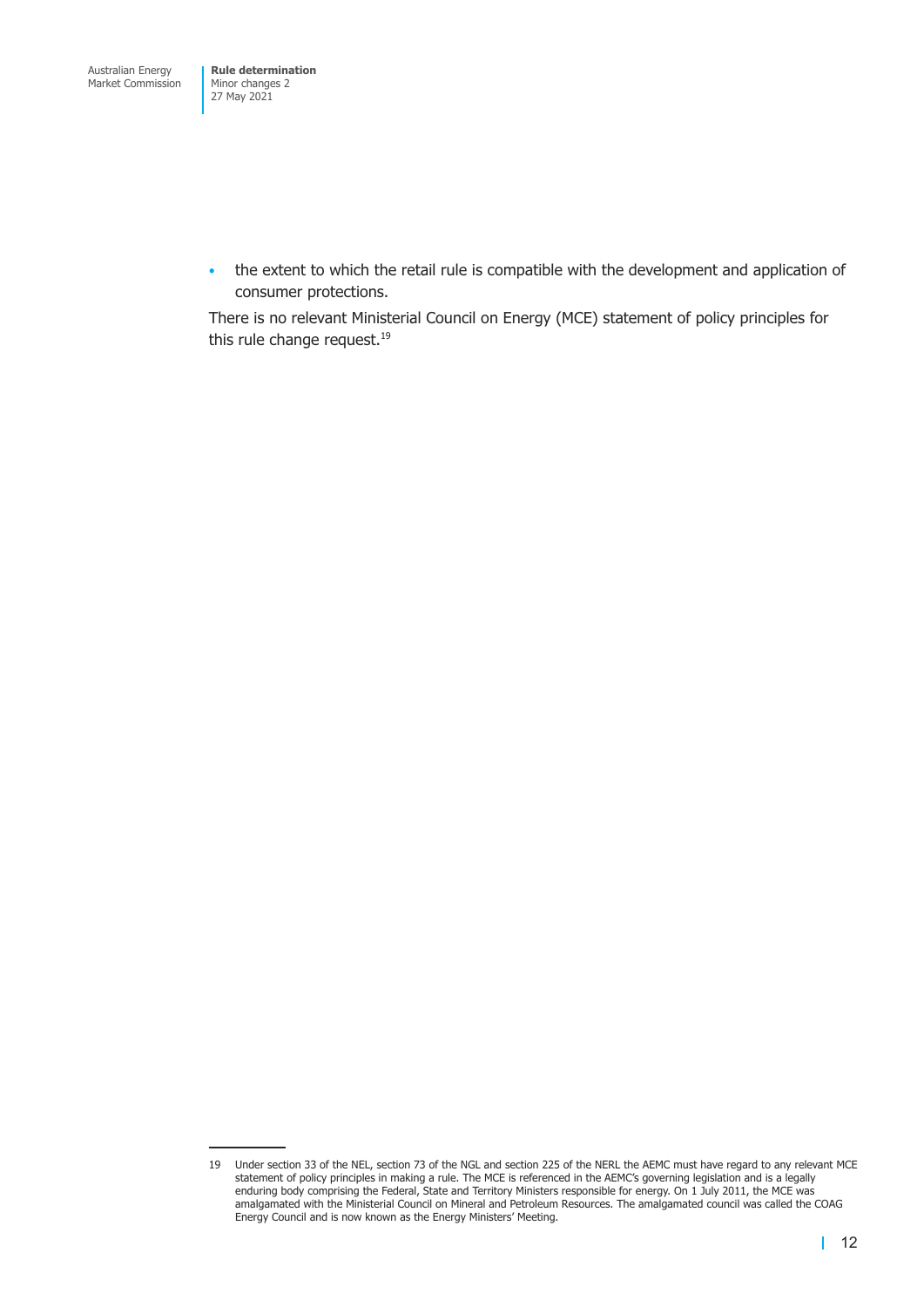- the extent to which the retail rule is compatible with the development and application of consumer protections.

There is no relevant Ministerial Council on Energy (MCE) statement of policy principles for this rule change request.[19]

---

19 Under section 33 of the NEL, section 73 of the NGL and section 225 of the NERL the AEMC must have regard to any relevant MCE statement of policy principles in making a rule. The MCE is referenced in the AEMC's governing legislation and is a legally enduring body comprising the Federal, State and Territory Ministers responsible for energy. On 1 July 2011, the MCE was amalgamated with the Ministerial Council on Mineral and Petroleum Resources. The amalgamated council was called the COAG Energy Council and is now known as the Energy Ministers' Meeting.